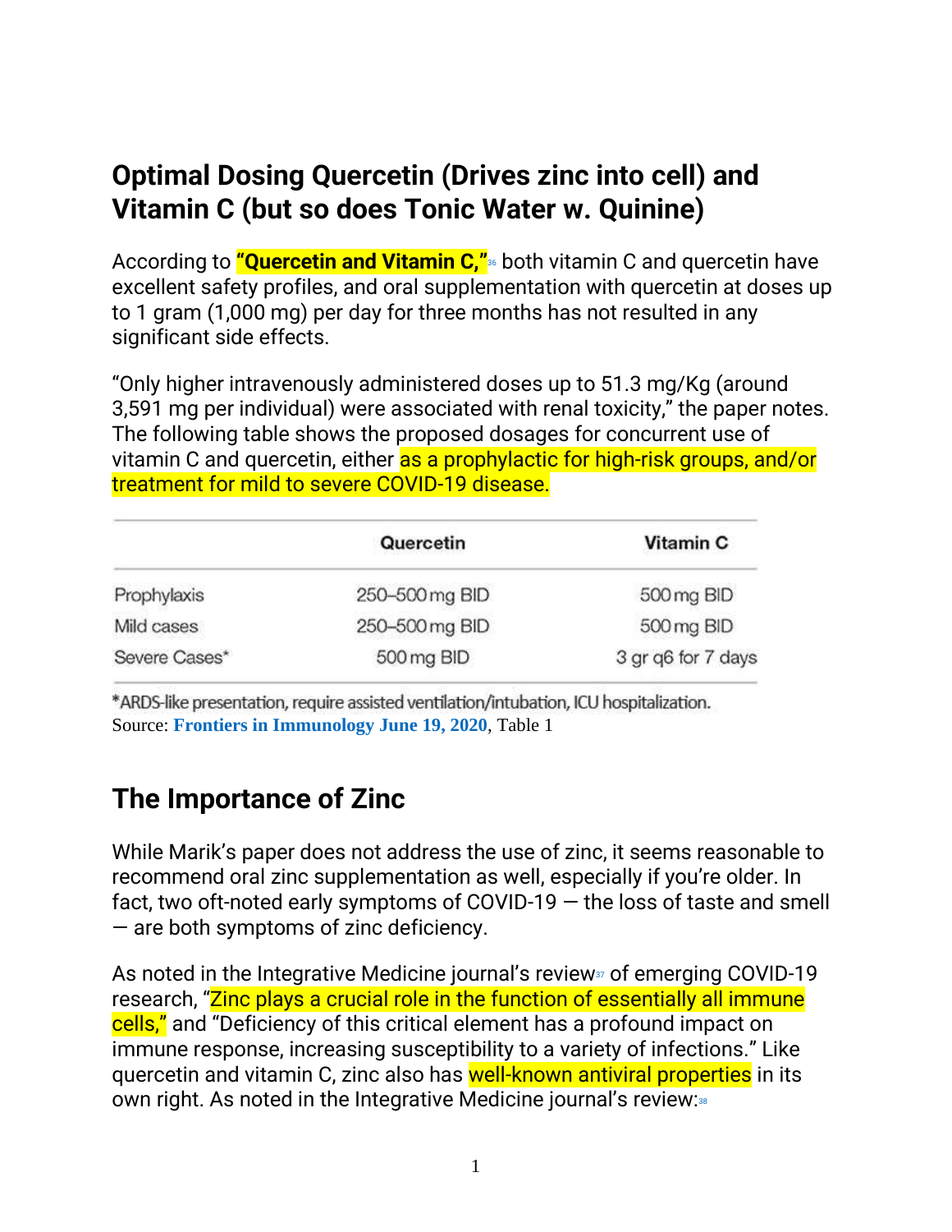## Optimal Dosing Quercetin (Drives zinc into cell) and Vitamin C (but so does Tonic Water w. Quinine)

According to **"Quercetin and Vitamin C,"**[36] both vitamin C and quercetin have excellent safety profiles, and oral supplementation with quercetin at doses up to 1 gram (1,000 mg) per day for three months has not resulted in any significant side effects.

"Only higher intravenously administered doses up to 51.3 mg/Kg (around 3,591 mg per individual) were associated with renal toxicity," the paper notes. The following table shows the proposed dosages for concurrent use of vitamin C and quercetin, either as a prophylactic for high-risk groups, and/or treatment for mild to severe COVID-19 disease.

| | Quercetin | Vitamin C |
|---|---|---|
| Prophylaxis | 250–500 mg BID | 500 mg BID |
| Mild cases | 250–500 mg BID | 500 mg BID |
| Severe Cases* | 500 mg BID | 3 gr q6 for 7 days |

*ARDS-like presentation, require assisted ventilation/intubation, ICU hospitalization.

Source: **Frontiers in Immunology June 19, 2020**, Table 1

## The Importance of Zinc

While Marik's paper does not address the use of zinc, it seems reasonable to recommend oral zinc supplementation as well, especially if you're older. In fact, two oft-noted early symptoms of COVID-19 — the loss of taste and smell — are both symptoms of zinc deficiency.

As noted in the Integrative Medicine journal's review[37] of emerging COVID-19 research, "Zinc plays a crucial role in the function of essentially all immune cells," and "Deficiency of this critical element has a profound impact on immune response, increasing susceptibility to a variety of infections." Like quercetin and vitamin C, zinc also has well-known antiviral properties in its own right. As noted in the Integrative Medicine journal's review:[38]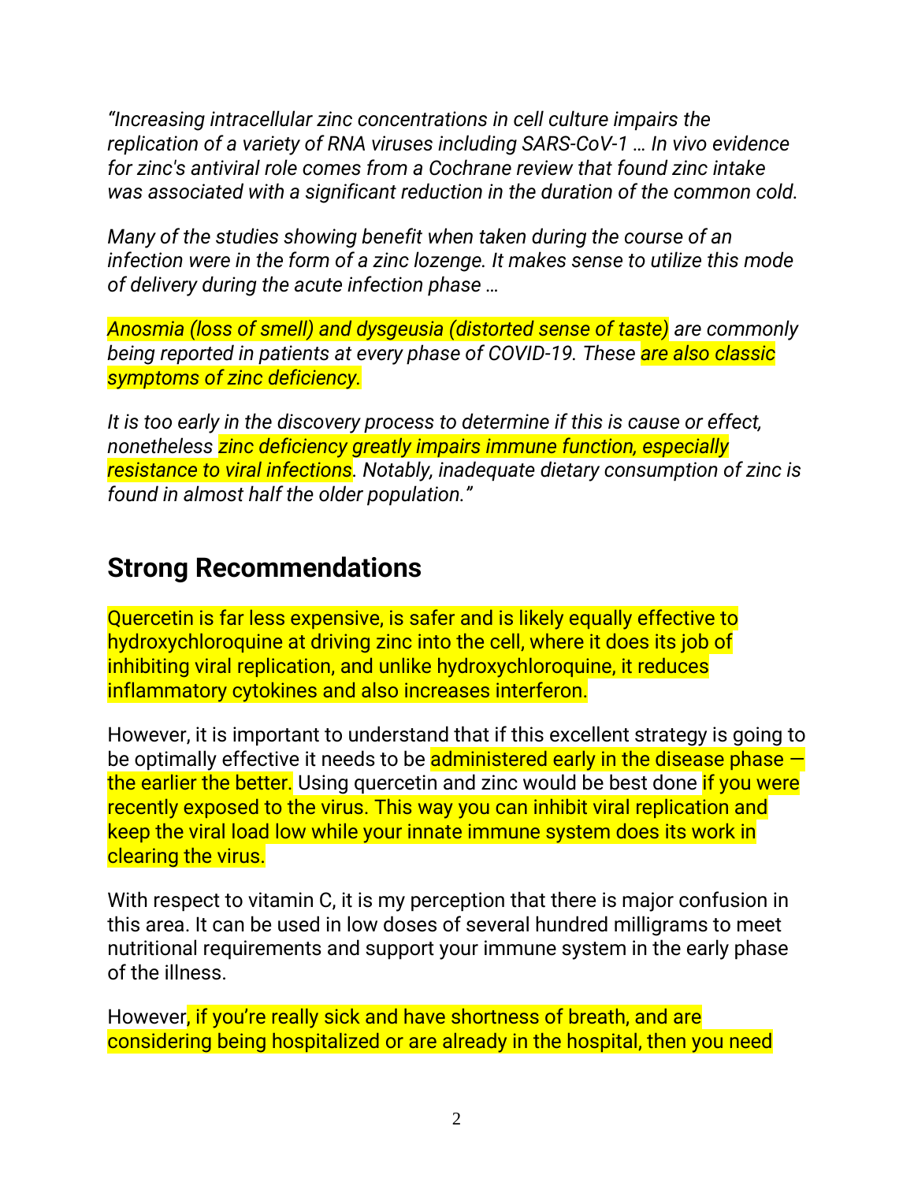*"Increasing intracellular zinc concentrations in cell culture impairs the replication of a variety of RNA viruses including SARS-CoV-1 … In vivo evidence for zinc's antiviral role comes from a Cochrane review that found zinc intake was associated with a significant reduction in the duration of the common cold.*

*Many of the studies showing benefit when taken during the course of an infection were in the form of a zinc lozenge. It makes sense to utilize this mode of delivery during the acute infection phase …*

*Anosmia (loss of smell) and dysgeusia (distorted sense of taste) are commonly being reported in patients at every phase of COVID-19. These are also classic symptoms of zinc deficiency.*

*It is too early in the discovery process to determine if this is cause or effect, nonetheless zinc deficiency greatly impairs immune function, especially resistance to viral infections. Notably, inadequate dietary consumption of zinc is found in almost half the older population."*

## Strong Recommendations

Quercetin is far less expensive, is safer and is likely equally effective to hydroxychloroquine at driving zinc into the cell, where it does its job of inhibiting viral replication, and unlike hydroxychloroquine, it reduces inflammatory cytokines and also increases interferon.

However, it is important to understand that if this excellent strategy is going to be optimally effective it needs to be administered early in the disease phase — the earlier the better. Using quercetin and zinc would be best done if you were recently exposed to the virus. This way you can inhibit viral replication and keep the viral load low while your innate immune system does its work in clearing the virus.

With respect to vitamin C, it is my perception that there is major confusion in this area. It can be used in low doses of several hundred milligrams to meet nutritional requirements and support your immune system in the early phase of the illness.

However, if you're really sick and have shortness of breath, and are considering being hospitalized or are already in the hospital, then you need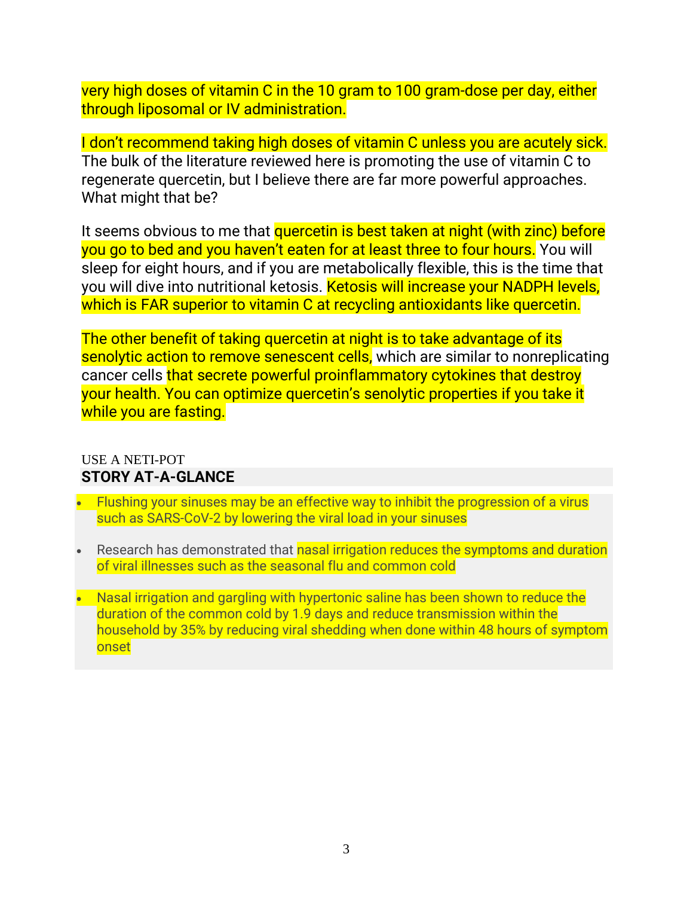very high doses of vitamin C in the 10 gram to 100 gram-dose per day, either through liposomal or IV administration.

I don't recommend taking high doses of vitamin C unless you are acutely sick. The bulk of the literature reviewed here is promoting the use of vitamin C to regenerate quercetin, but I believe there are far more powerful approaches. What might that be?

It seems obvious to me that quercetin is best taken at night (with zinc) before you go to bed and you haven't eaten for at least three to four hours. You will sleep for eight hours, and if you are metabolically flexible, this is the time that you will dive into nutritional ketosis. Ketosis will increase your NADPH levels, which is FAR superior to vitamin C at recycling antioxidants like quercetin.

The other benefit of taking quercetin at night is to take advantage of its senolytic action to remove senescent cells, which are similar to nonreplicating cancer cells that secrete powerful proinflammatory cytokines that destroy your health. You can optimize quercetin's senolytic properties if you take it while you are fasting.

USE A NETI-POT

**STORY AT-A-GLANCE**

- Flushing your sinuses may be an effective way to inhibit the progression of a virus such as SARS-CoV-2 by lowering the viral load in your sinuses
- Research has demonstrated that nasal irrigation reduces the symptoms and duration of viral illnesses such as the seasonal flu and common cold
- Nasal irrigation and gargling with hypertonic saline has been shown to reduce the duration of the common cold by 1.9 days and reduce transmission within the household by 35% by reducing viral shedding when done within 48 hours of symptom onset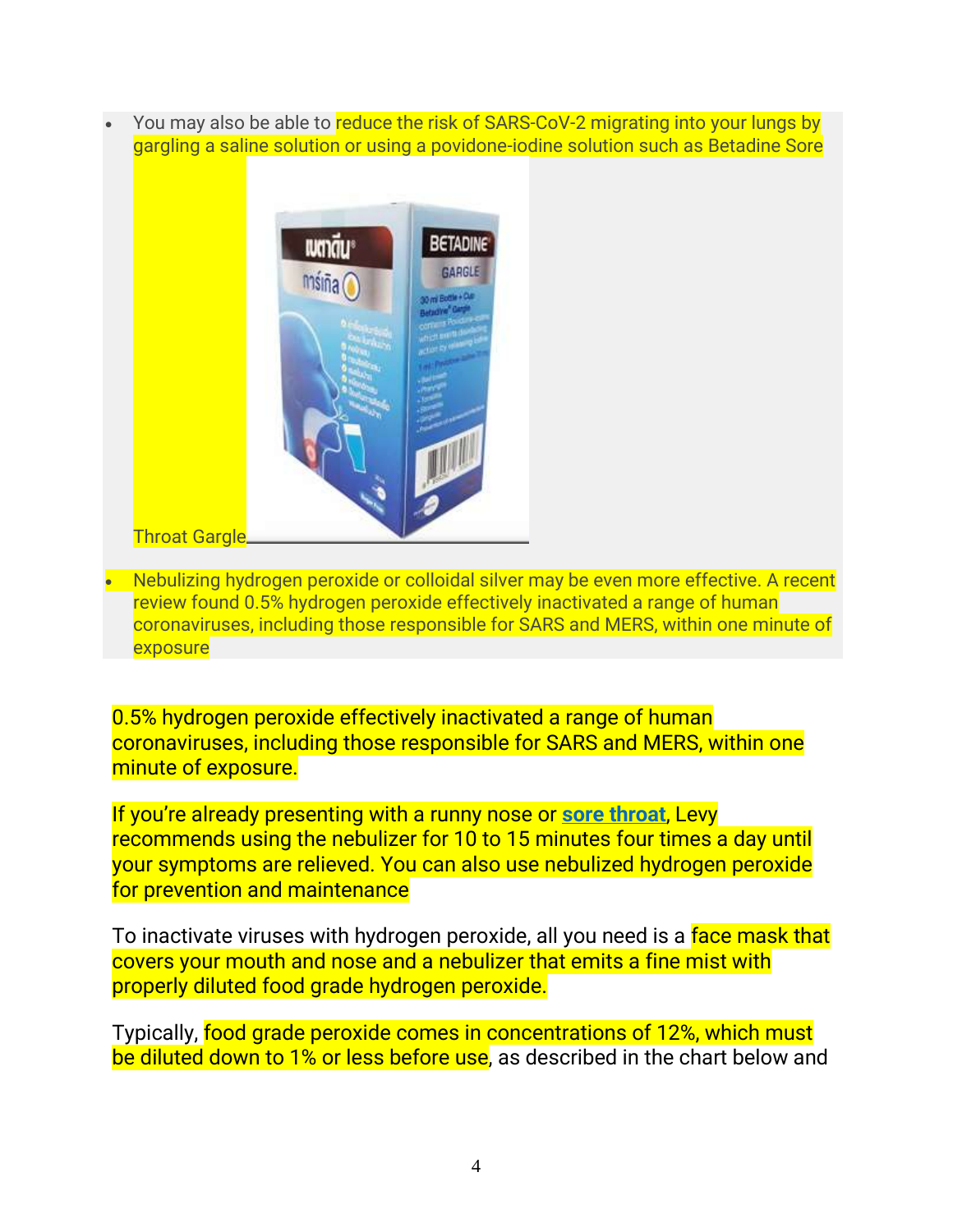- You may also be able to reduce the risk of SARS-CoV-2 migrating into your lungs by gargling a saline solution or using a povidone-iodine solution such as Betadine Sore Throat Gargle
- Nebulizing hydrogen peroxide or colloidal silver may be even more effective. A recent review found 0.5% hydrogen peroxide effectively inactivated a range of human coronaviruses, including those responsible for SARS and MERS, within one minute of exposure

0.5% hydrogen peroxide effectively inactivated a range of human coronaviruses, including those responsible for SARS and MERS, within one minute of exposure.

If you're already presenting with a runny nose or sore throat, Levy recommends using the nebulizer for 10 to 15 minutes four times a day until your symptoms are relieved. You can also use nebulized hydrogen peroxide for prevention and maintenance

To inactivate viruses with hydrogen peroxide, all you need is a face mask that covers your mouth and nose and a nebulizer that emits a fine mist with properly diluted food grade hydrogen peroxide.

Typically, food grade peroxide comes in concentrations of 12%, which must be diluted down to 1% or less before use, as described in the chart below and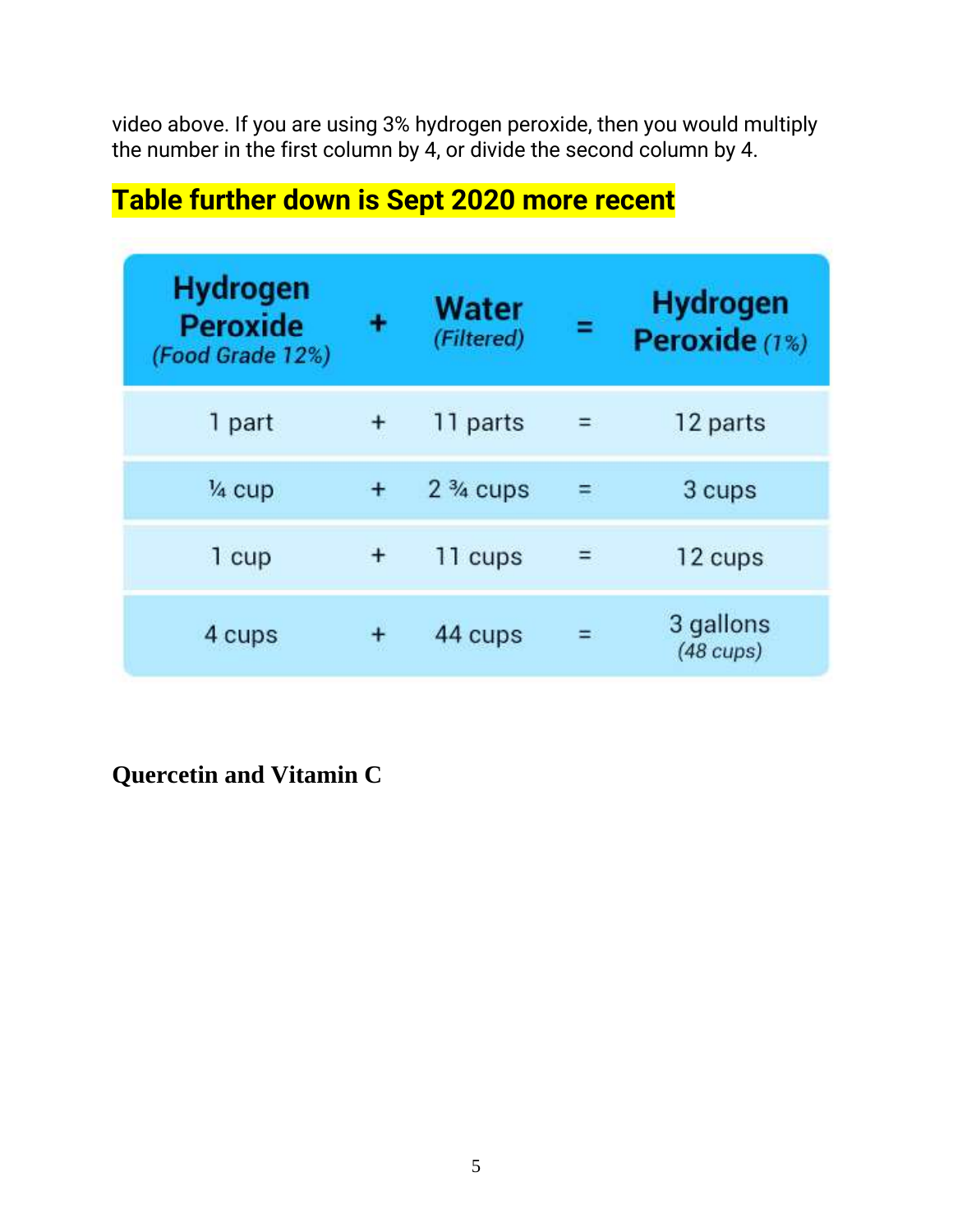video above. If you are using 3% hydrogen peroxide, then you would multiply the number in the first column by 4, or divide the second column by 4.

**Table further down is Sept 2020 more recent**

| Hydrogen Peroxide (Food Grade 12%) | + | Water (Filtered) | = | Hydrogen Peroxide (1%) |
|---|---|---|---|---|
| 1 part | + | 11 parts | = | 12 parts |
| ¼ cup | + | 2 ¾ cups | = | 3 cups |
| 1 cup | + | 11 cups | = | 12 cups |
| 4 cups | + | 44 cups | = | 3 gallons (48 cups) |

## Quercetin and Vitamin C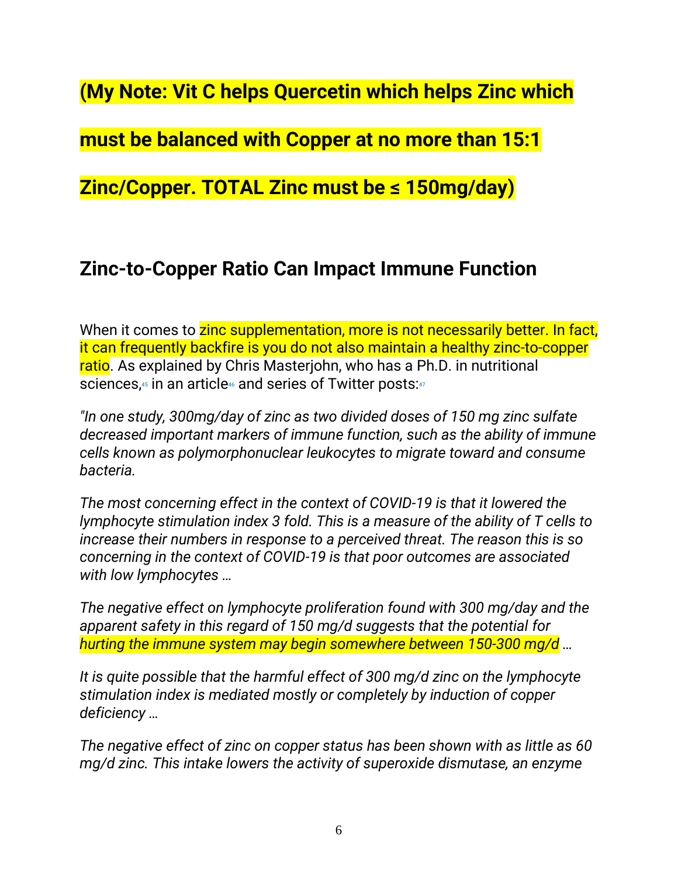**(My Note: Vit C helps Quercetin which helps Zinc which must be balanced with Copper at no more than 15:1 Zinc/Copper. TOTAL Zinc must be ≤ 150mg/day)**

## Zinc-to-Copper Ratio Can Impact Immune Function

When it comes to zinc supplementation, more is not necessarily better. In fact, it can frequently backfire is you do not also maintain a healthy zinc-to-copper ratio. As explained by Chris Masterjohn, who has a Ph.D. in nutritional sciences,[45] in an article[46] and series of Twitter posts:[47]

*"In one study, 300mg/day of zinc as two divided doses of 150 mg zinc sulfate decreased important markers of immune function, such as the ability of immune cells known as polymorphonuclear leukocytes to migrate toward and consume bacteria.*

*The most concerning effect in the context of COVID-19 is that it lowered the lymphocyte stimulation index 3 fold. This is a measure of the ability of T cells to increase their numbers in response to a perceived threat. The reason this is so concerning in the context of COVID-19 is that poor outcomes are associated with low lymphocytes …*

*The negative effect on lymphocyte proliferation found with 300 mg/day and the apparent safety in this regard of 150 mg/d suggests that the potential for hurting the immune system may begin somewhere between 150-300 mg/d …*

*It is quite possible that the harmful effect of 300 mg/d zinc on the lymphocyte stimulation index is mediated mostly or completely by induction of copper deficiency …*

*The negative effect of zinc on copper status has been shown with as little as 60 mg/d zinc. This intake lowers the activity of superoxide dismutase, an enzyme*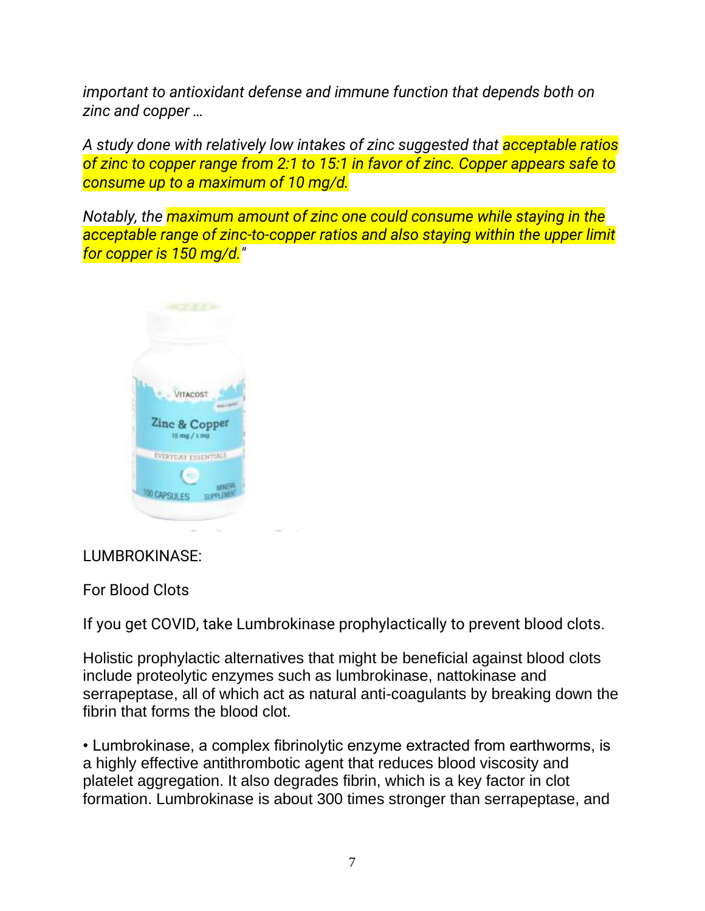*important to antioxidant defense and immune function that depends both on zinc and copper …*

*A study done with relatively low intakes of zinc suggested that acceptable ratios of zinc to copper range from 2:1 to 15:1 in favor of zinc. Copper appears safe to consume up to a maximum of 10 mg/d.*

*Notably, the maximum amount of zinc one could consume while staying in the acceptable range of zinc-to-copper ratios and also staying within the upper limit for copper is 150 mg/d."*

LUMBROKINASE:

For Blood Clots

If you get COVID, take Lumbrokinase prophylactically to prevent blood clots.

Holistic prophylactic alternatives that might be beneficial against blood clots include proteolytic enzymes such as lumbrokinase, nattokinase and serrapeptase, all of which act as natural anti-coagulants by breaking down the fibrin that forms the blood clot.

- Lumbrokinase, a complex fibrinolytic enzyme extracted from earthworms, is a highly effective antithrombotic agent that reduces blood viscosity and platelet aggregation. It also degrades fibrin, which is a key factor in clot formation. Lumbrokinase is about 300 times stronger than serrapeptase, and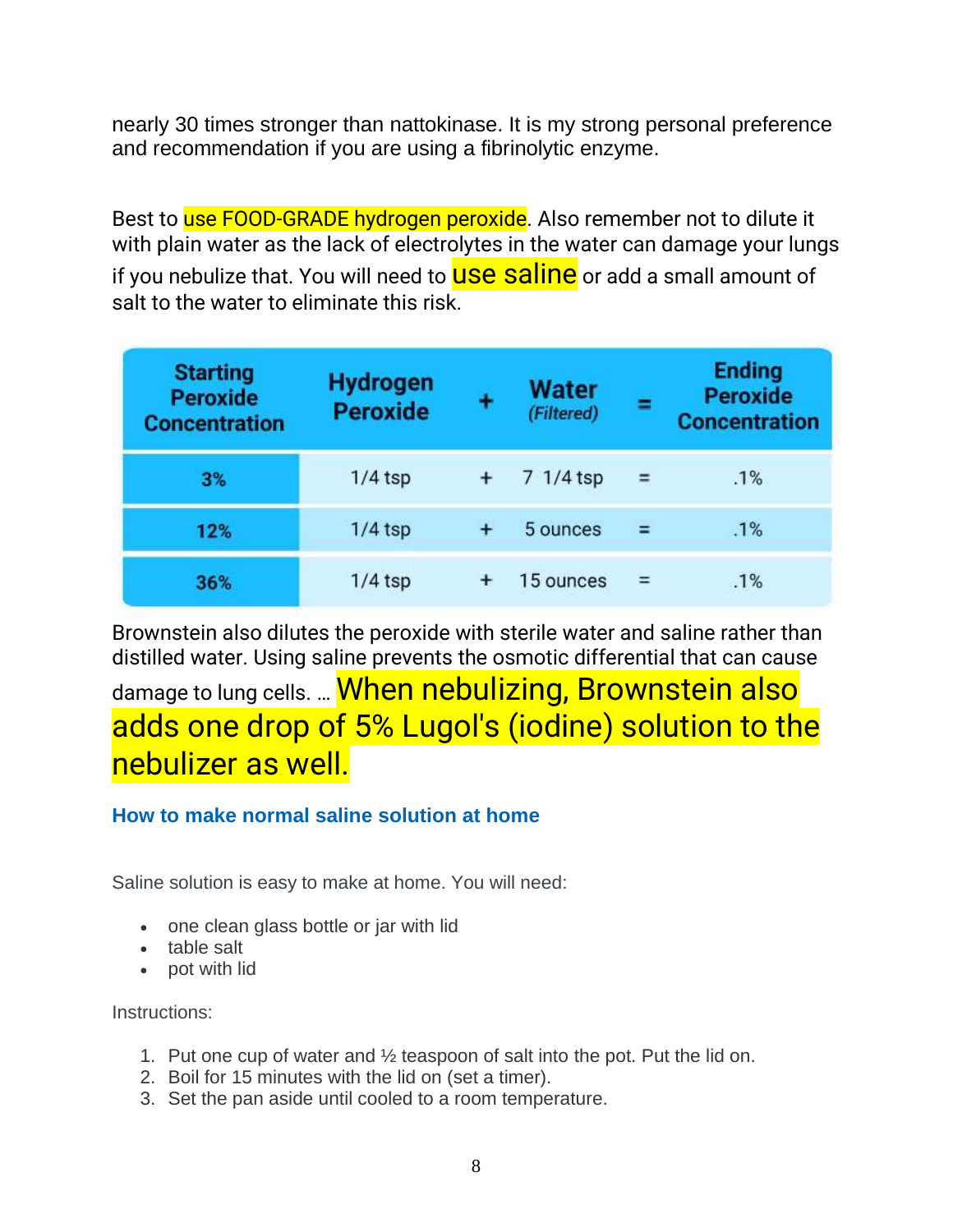nearly 30 times stronger than nattokinase. It is my strong personal preference and recommendation if you are using a fibrinolytic enzyme.

Best to use FOOD-GRADE hydrogen peroxide. Also remember not to dilute it with plain water as the lack of electrolytes in the water can damage your lungs if you nebulize that. You will need to use saline or add a small amount of salt to the water to eliminate this risk.

| Starting Peroxide Concentration | Hydrogen Peroxide | + | Water *(Filtered)* | = | Ending Peroxide Concentration |
|---|---|---|---|---|---|
| 3% | 1/4 tsp | + | 7 1/4 tsp | = | .1% |
| 12% | 1/4 tsp | + | 5 ounces | = | .1% |
| 36% | 1/4 tsp | + | 15 ounces | = | .1% |

Brownstein also dilutes the peroxide with sterile water and saline rather than distilled water. Using saline prevents the osmotic differential that can cause damage to lung cells. … When nebulizing, Brownstein also adds one drop of 5% Lugol's (iodine) solution to the nebulizer as well.

### How to make normal saline solution at home

Saline solution is easy to make at home. You will need:

- one clean glass bottle or jar with lid
- table salt
- pot with lid

Instructions:

1. Put one cup of water and ½ teaspoon of salt into the pot. Put the lid on.
2. Boil for 15 minutes with the lid on (set a timer).
3. Set the pan aside until cooled to a room temperature.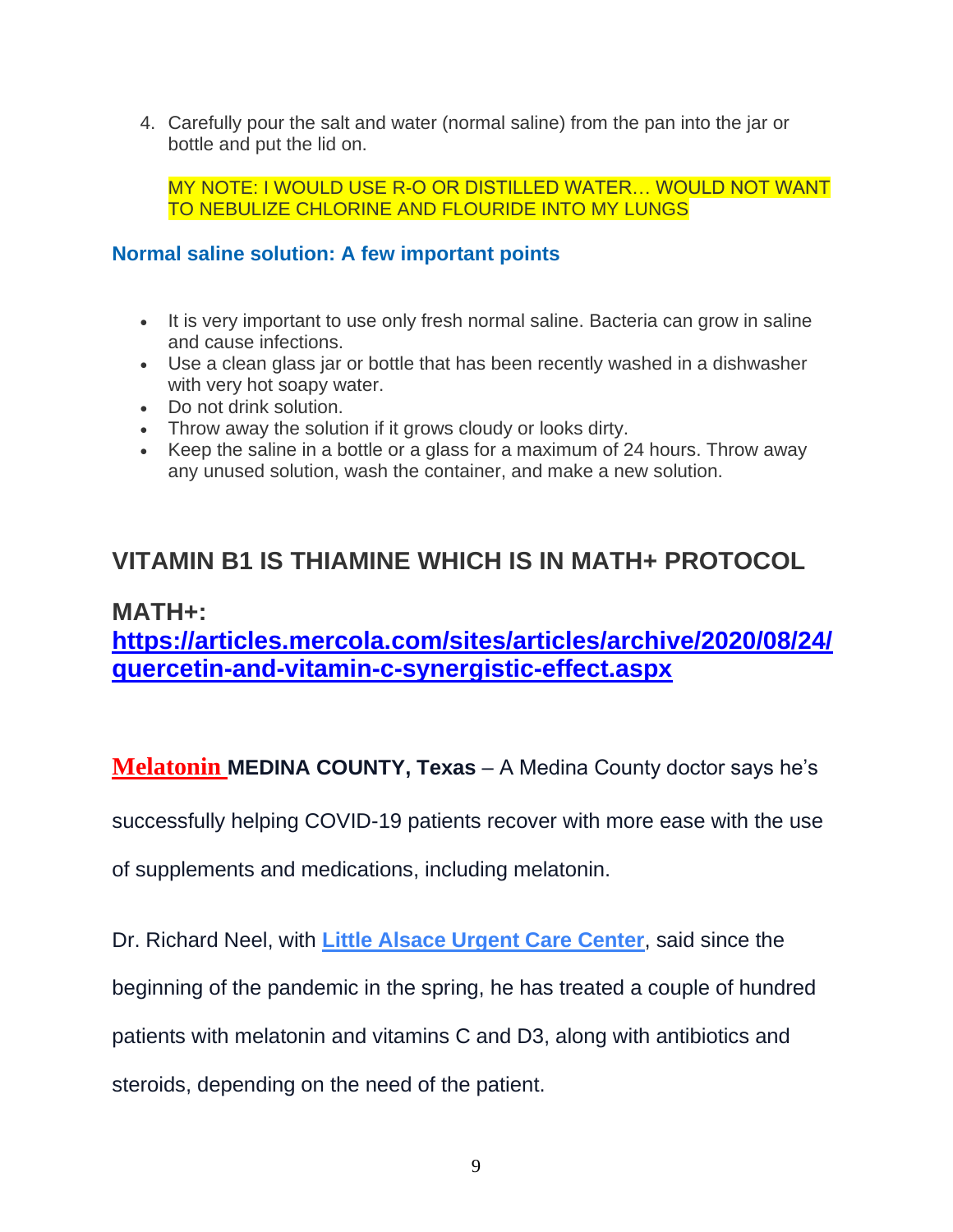4. Carefully pour the salt and water (normal saline) from the pan into the jar or bottle and put the lid on.

    MY NOTE: I WOULD USE R-O OR DISTILLED WATER… WOULD NOT WANT TO NEBULIZE CHLORINE AND FLOURIDE INTO MY LUNGS

### Normal saline solution: A few important points

- It is very important to use only fresh normal saline. Bacteria can grow in saline and cause infections.
- Use a clean glass jar or bottle that has been recently washed in a dishwasher with very hot soapy water.
- Do not drink solution.
- Throw away the solution if it grows cloudy or looks dirty.
- Keep the saline in a bottle or a glass for a maximum of 24 hours. Throw away any unused solution, wash the container, and make a new solution.

## VITAMIN B1 IS THIAMINE WHICH IS IN MATH+ PROTOCOL

## MATH+: [https://articles.mercola.com/sites/articles/archive/2020/08/24/quercetin-and-vitamin-c-synergistic-effect.aspx](https://articles.mercola.com/sites/articles/archive/2020/08/24/quercetin-and-vitamin-c-synergistic-effect.aspx)

**Melatonin** **MEDINA COUNTY, Texas** – A Medina County doctor says he's successfully helping COVID-19 patients recover with more ease with the use of supplements and medications, including melatonin.

Dr. Richard Neel, with **Little Alsace Urgent Care Center**, said since the beginning of the pandemic in the spring, he has treated a couple of hundred patients with melatonin and vitamins C and D3, along with antibiotics and steroids, depending on the need of the patient.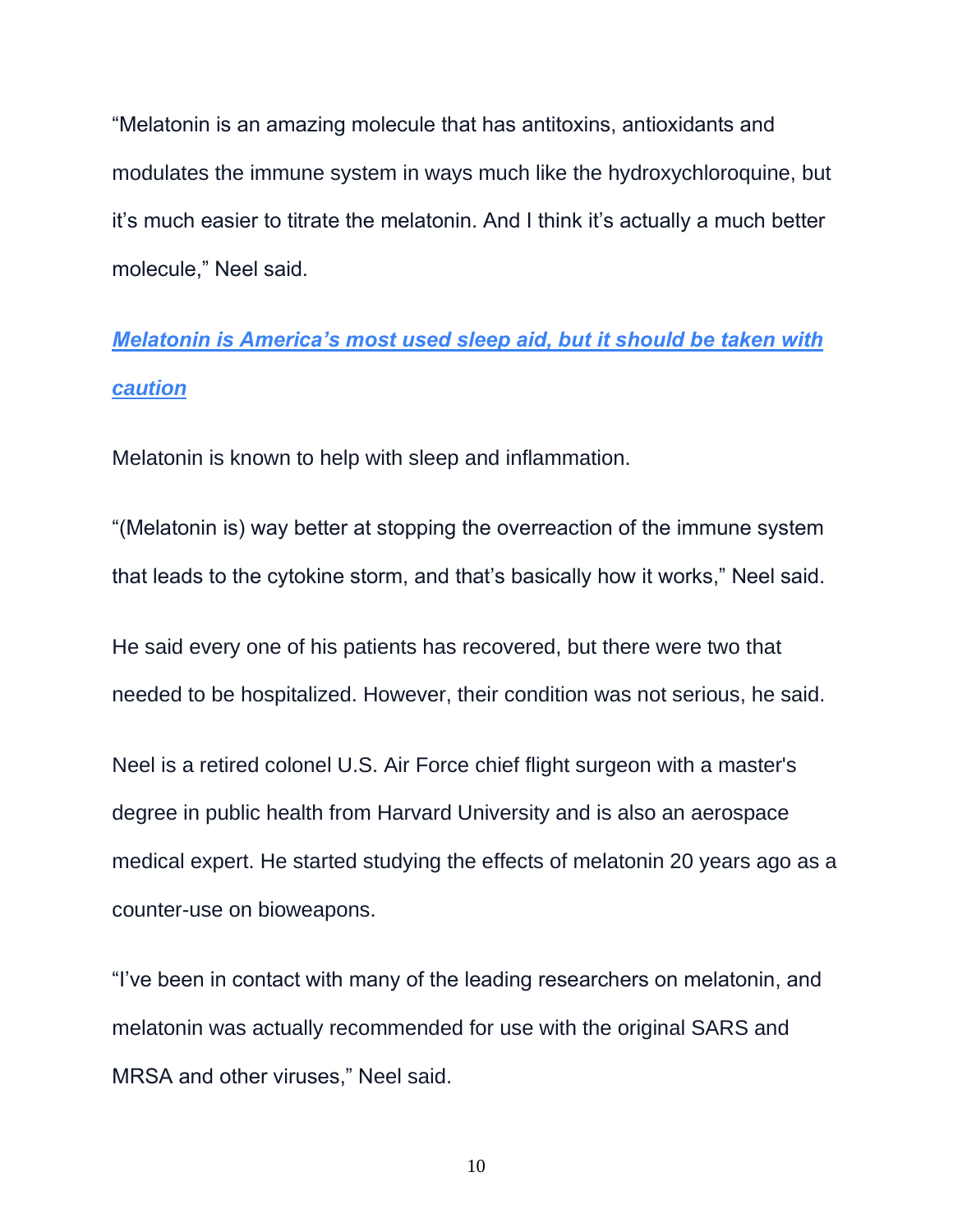"Melatonin is an amazing molecule that has antitoxins, antioxidants and modulates the immune system in ways much like the hydroxychloroquine, but it's much easier to titrate the melatonin. And I think it's actually a much better molecule," Neel said.

***Melatonin is America's most used sleep aid, but it should be taken with caution***

Melatonin is known to help with sleep and inflammation.

"(Melatonin is) way better at stopping the overreaction of the immune system that leads to the cytokine storm, and that's basically how it works," Neel said.

He said every one of his patients has recovered, but there were two that needed to be hospitalized. However, their condition was not serious, he said.

Neel is a retired colonel U.S. Air Force chief flight surgeon with a master's degree in public health from Harvard University and is also an aerospace medical expert. He started studying the effects of melatonin 20 years ago as a counter-use on bioweapons.

"I've been in contact with many of the leading researchers on melatonin, and melatonin was actually recommended for use with the original SARS and MRSA and other viruses," Neel said.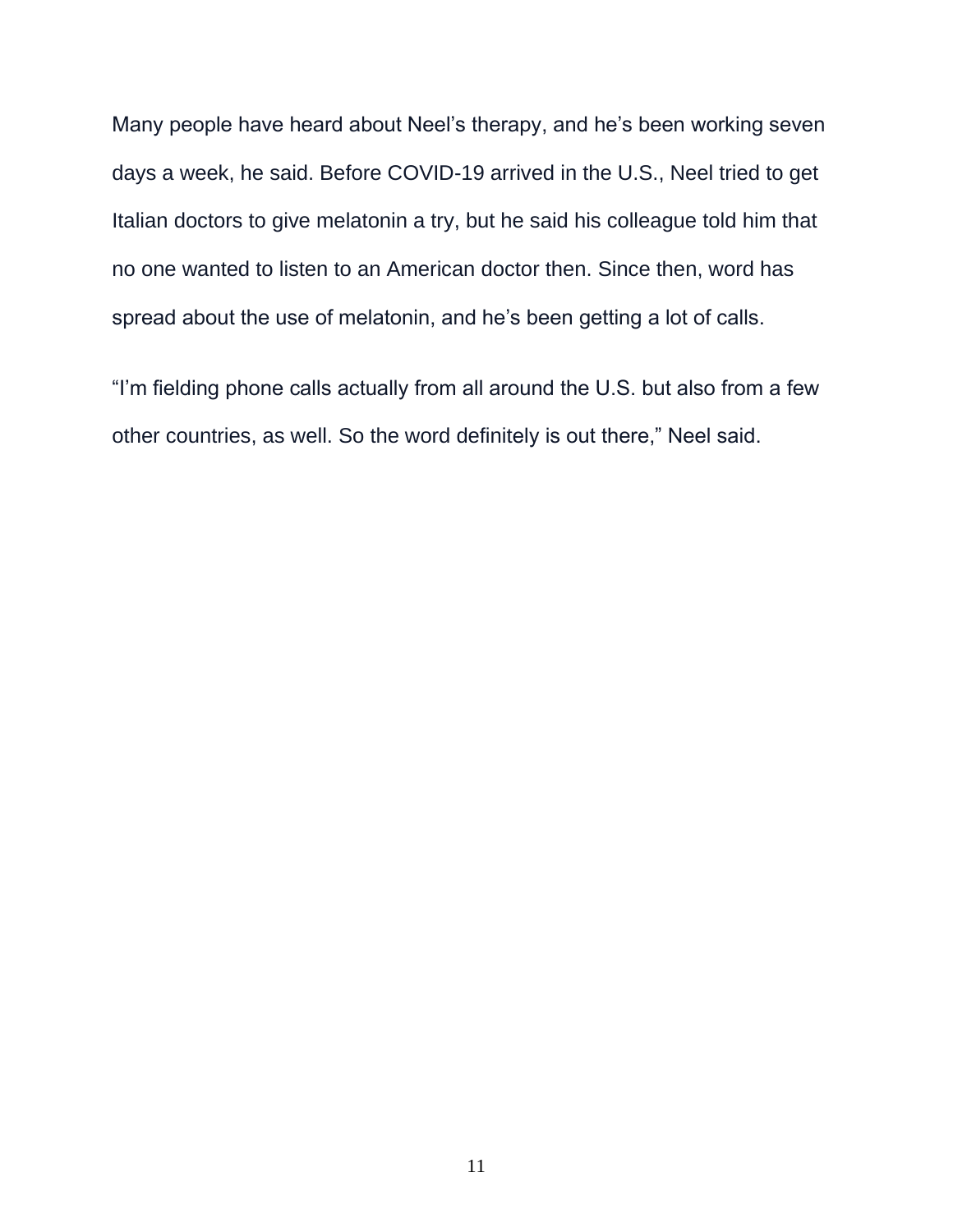Many people have heard about Neel's therapy, and he's been working seven days a week, he said. Before COVID-19 arrived in the U.S., Neel tried to get Italian doctors to give melatonin a try, but he said his colleague told him that no one wanted to listen to an American doctor then. Since then, word has spread about the use of melatonin, and he's been getting a lot of calls.

"I'm fielding phone calls actually from all around the U.S. but also from a few other countries, as well. So the word definitely is out there," Neel said.